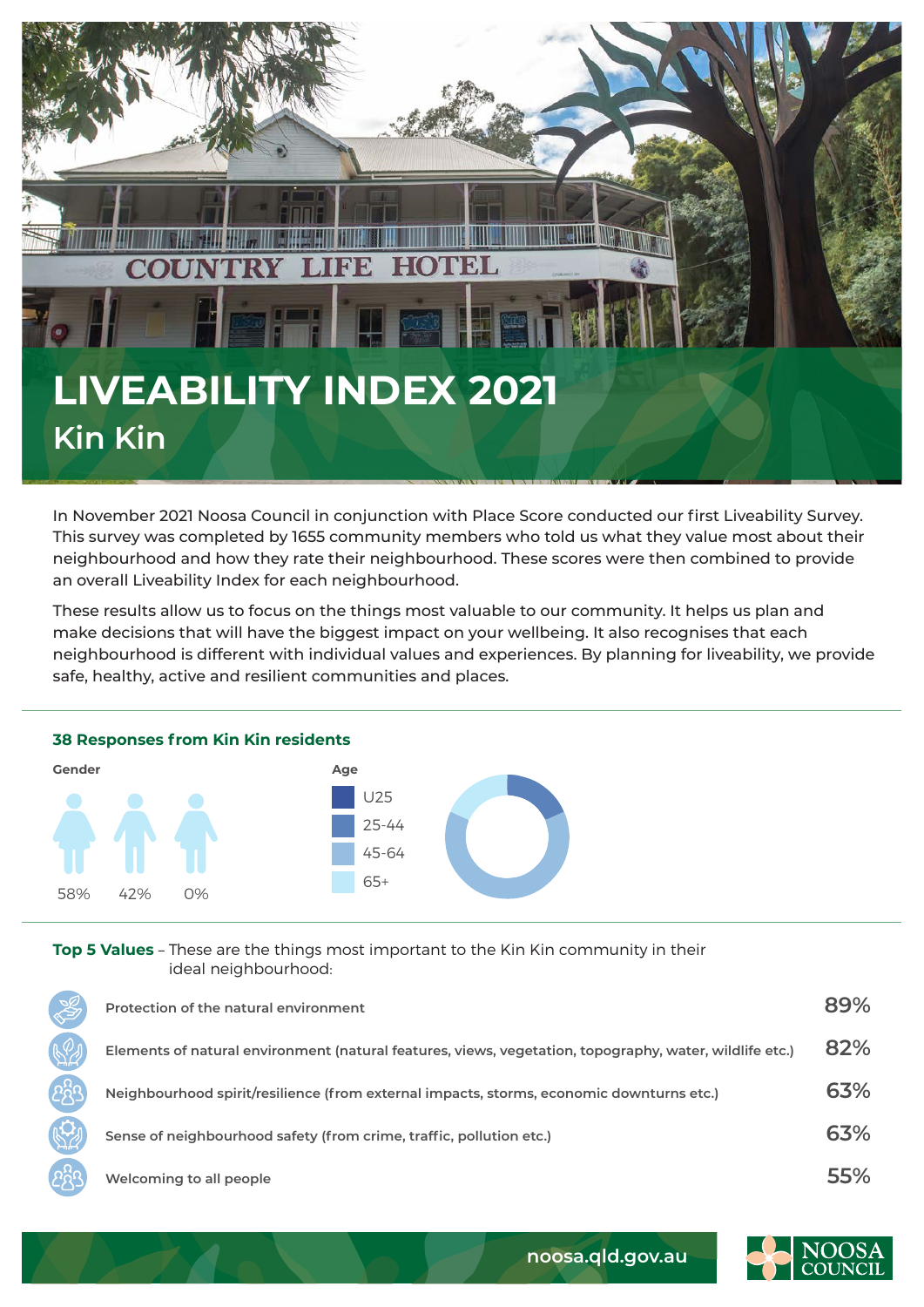# LIVEABILITY INDEX 2021

## Kin Kin

In November 2021 Noosa Council in conjunction with Place Score conducted our first Liveability Survey. This survey was completed by 1655 community members who told us what they value most about their neighbourhood and how they rate their neighbourhood. These scores were then combined to provide an overall Liveability Index for each neighbourhood.

These results allow us to focus on the things most valuable to our community. It helps us plan and make decisions that will have the biggest impact on your wellbeing. It also recognises that each neighbourhood is different with individual values and experiences. By planning for liveability, we provide safe, healthy, active and resilient communities and places.

### 38 Responses from Kin Kin residents

**Gender**

58% 42% 0%

**Age**

- U25
- 25-44
- 45-64
- 65+

**Top 5 Values** – These are the things most important to the Kin Kin community in their ideal neighbourhood:

| Value | % |
|---|---|
| Protection of the natural environment | 89% |
| Elements of natural environment (natural features, views, vegetation, topography, water, wildlife etc.) | 82% |
| Neighbourhood spirit/resilience (from external impacts, storms, economic downturns etc.) | 63% |
| Sense of neighbourhood safety (from crime, traffic, pollution etc.) | 63% |
| Welcoming to all people | 55% |

noosa.qld.gov.au

NOOSA COUNCIL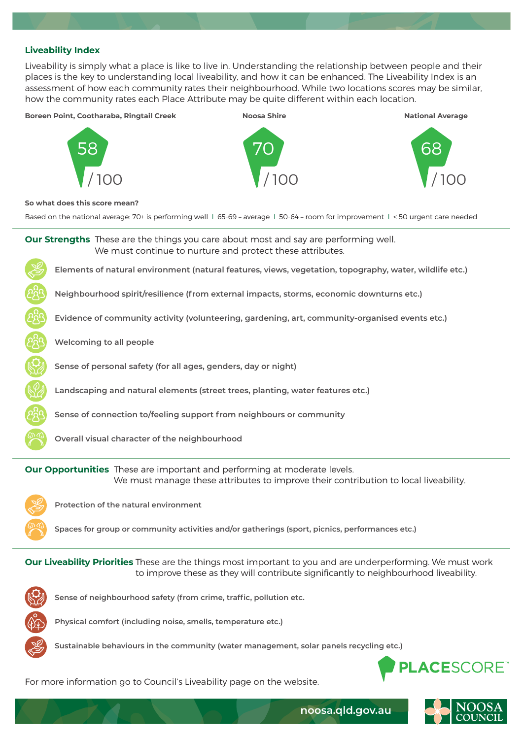## Liveability Index

Liveability is simply what a place is like to live in. Understanding the relationship between people and their places is the key to understanding local liveability, and how it can be enhanced. The Liveability Index is an assessment of how each community rates their neighbourhood. While two locations scores may be similar, how the community rates each Place Attribute may be quite different within each location.

**Boreen Point, Cootharaba, Ringtail Creek**

58 / 100

**Noosa Shire**

70 / 100

**National Average**

68 / 100

**So what does this score mean?**

Based on the national average: 70+ is performing well | 65-69 – average | 50-64 – room for improvement | < 50 urgent care needed

**Our Strengths** These are the things you care about most and say are performing well. We must continue to nurture and protect these attributes.

- Elements of natural environment (natural features, views, vegetation, topography, water, wildlife etc.)
- Neighbourhood spirit/resilience (from external impacts, storms, economic downturns etc.)
- Evidence of community activity (volunteering, gardening, art, community-organised events etc.)
- Welcoming to all people
- Sense of personal safety (for all ages, genders, day or night)
- Landscaping and natural elements (street trees, planting, water features etc.)
- Sense of connection to/feeling support from neighbours or community
- Overall visual character of the neighbourhood

**Our Opportunities** These are important and performing at moderate levels. We must manage these attributes to improve their contribution to local liveability.

- Protection of the natural environment
- Spaces for group or community activities and/or gatherings (sport, picnics, performances etc.)

**Our Liveability Priorities** These are the things most important to you and are underperforming. We must work to improve these as they will contribute significantly to neighbourhood liveability.

- Sense of neighbourhood safety (from crime, traffic, pollution etc.
- Physical comfort (including noise, smells, temperature etc.)
- Sustainable behaviours in the community (water management, solar panels recycling etc.)

For more information go to Council's Liveability page on the website.

PLACESCORE™

noosa.qld.gov.au

NOOSA COUNCIL